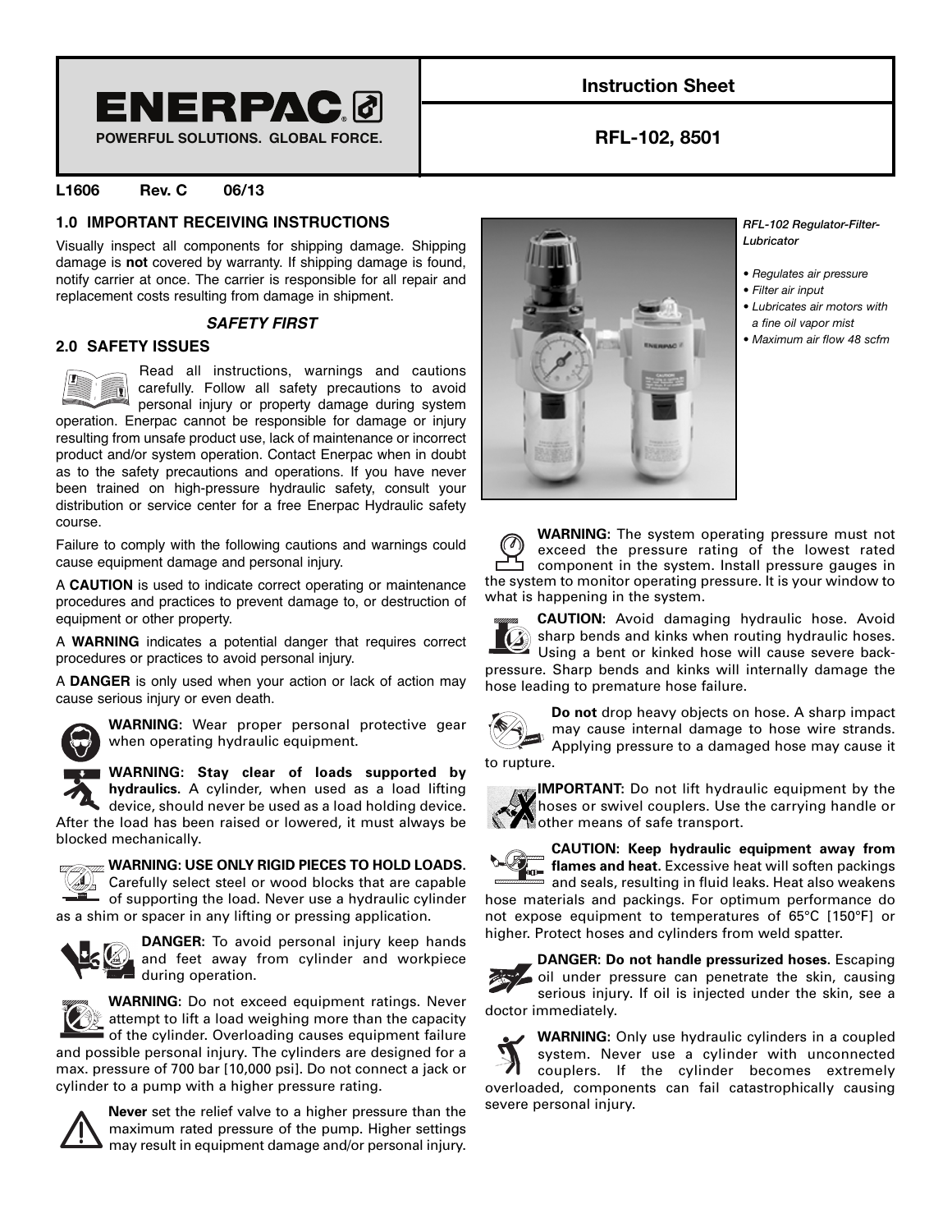**ENERPAC**

POWERFUL SOLUTIONS. GLOBAL FORCE.

# Instruction Sheet

# RFL-102, 8501

**L1606 Rev. C 06/13**

## 1.0 IMPORTANT RECEIVING INSTRUCTIONS

Visually inspect all components for shipping damage. Shipping damage is **not** covered by warranty. If shipping damage is found, notify carrier at once. The carrier is responsible for all repair and replacement costs resulting from damage in shipment.

***SAFETY FIRST***

## 2.0 SAFETY ISSUES

Read all instructions, warnings and cautions carefully. Follow all safety precautions to avoid personal injury or property damage during system operation. Enerpac cannot be responsible for damage or injury resulting from unsafe product use, lack of maintenance or incorrect product and/or system operation. Contact Enerpac when in doubt as to the safety precautions and operations. If you have never been trained on high-pressure hydraulic safety, consult your distribution or service center for a free Enerpac Hydraulic safety course.

Failure to comply with the following cautions and warnings could cause equipment damage and personal injury.

A **CAUTION** is used to indicate correct operating or maintenance procedures and practices to prevent damage to, or destruction of equipment or other property.

A **WARNING** indicates a potential danger that requires correct procedures or practices to avoid personal injury.

A **DANGER** is only used when your action or lack of action may cause serious injury or even death.

**WARNING:** Wear proper personal protective gear when operating hydraulic equipment.

**WARNING: Stay clear of loads supported by hydraulics.** A cylinder, when used as a load lifting device, should never be used as a load holding device. After the load has been raised or lowered, it must always be blocked mechanically.

**WARNING: USE ONLY RIGID PIECES TO HOLD LOADS.** Carefully select steel or wood blocks that are capable of supporting the load. Never use a hydraulic cylinder as a shim or spacer in any lifting or pressing application.

**DANGER:** To avoid personal injury keep hands and feet away from cylinder and workpiece during operation.

**WARNING:** Do not exceed equipment ratings. Never attempt to lift a load weighing more than the capacity of the cylinder. Overloading causes equipment failure and possible personal injury. The cylinders are designed for a max. pressure of 700 bar [10,000 psi]. Do not connect a jack or cylinder to a pump with a higher pressure rating.

**Never** set the relief valve to a higher pressure than the maximum rated pressure of the pump. Higher settings may result in equipment damage and/or personal injury.

*RFL-102 Regulator-Filter-Lubricator*

- *Regulates air pressure*
- *Filter air input*
- *Lubricates air motors with a fine oil vapor mist*
- *Maximum air flow 48 scfm*

**WARNING:** The system operating pressure must not exceed the pressure rating of the lowest rated component in the system. Install pressure gauges in the system to monitor operating pressure. It is your window to what is happening in the system.

**CAUTION:** Avoid damaging hydraulic hose. Avoid sharp bends and kinks when routing hydraulic hoses. Using a bent or kinked hose will cause severe back-pressure. Sharp bends and kinks will internally damage the hose leading to premature hose failure.

**Do not** drop heavy objects on hose. A sharp impact may cause internal damage to hose wire strands. Applying pressure to a damaged hose may cause it to rupture.

**IMPORTANT:** Do not lift hydraulic equipment by the hoses or swivel couplers. Use the carrying handle or other means of safe transport.

**CAUTION: Keep hydraulic equipment away from flames and heat.** Excessive heat will soften packings and seals, resulting in fluid leaks. Heat also weakens hose materials and packings. For optimum performance do not expose equipment to temperatures of 65°C [150°F] or higher. Protect hoses and cylinders from weld spatter.

**DANGER: Do not handle pressurized hoses.** Escaping oil under pressure can penetrate the skin, causing serious injury. If oil is injected under the skin, see a doctor immediately.

**WARNING:** Only use hydraulic cylinders in a coupled system. Never use a cylinder with unconnected couplers. If the cylinder becomes extremely overloaded, components can fail catastrophically causing severe personal injury.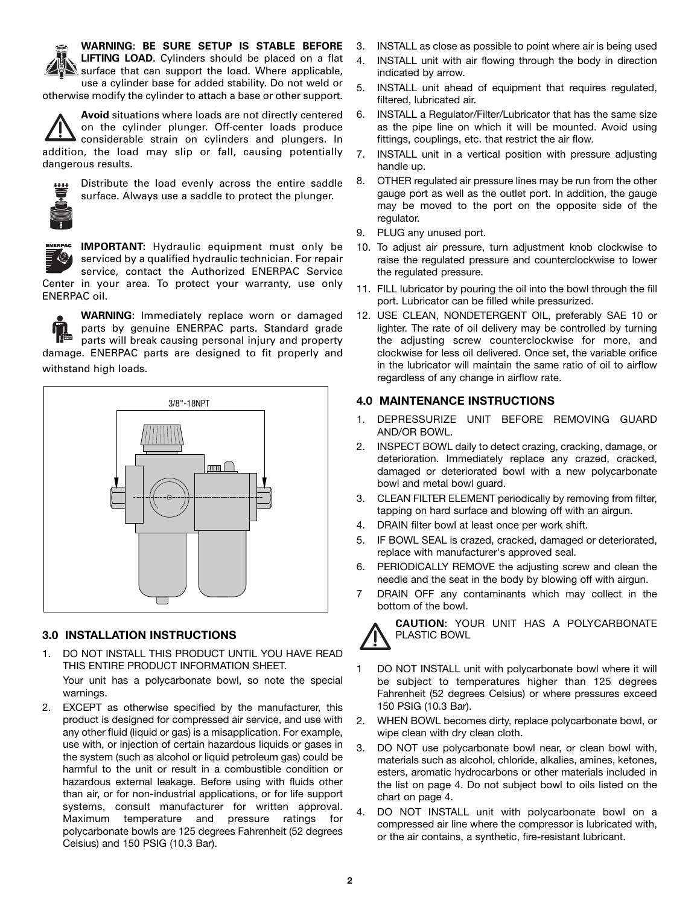**WARNING: BE SURE SETUP IS STABLE BEFORE LIFTING LOAD.** Cylinders should be placed on a flat surface that can support the load. Where applicable, use a cylinder base for added stability. Do not weld or otherwise modify the cylinder to attach a base or other support.

**Avoid** situations where loads are not directly centered on the cylinder plunger. Off-center loads produce considerable strain on cylinders and plungers. In addition, the load may slip or fall, causing potentially dangerous results.

Distribute the load evenly across the entire saddle surface. Always use a saddle to protect the plunger.

**IMPORTANT:** Hydraulic equipment must only be serviced by a qualified hydraulic technician. For repair service, contact the Authorized ENERPAC Service Center in your area. To protect your warranty, use only ENERPAC oil.

**WARNING:** Immediately replace worn or damaged parts by genuine ENERPAC parts. Standard grade parts will break causing personal injury and property damage. ENERPAC parts are designed to fit properly and withstand high loads.

3/8"-18NPT

## 3.0 INSTALLATION INSTRUCTIONS

1. DO NOT INSTALL THIS PRODUCT UNTIL YOU HAVE READ THIS ENTIRE PRODUCT INFORMATION SHEET.

   Your unit has a polycarbonate bowl, so note the special warnings.
2. EXCEPT as otherwise specified by the manufacturer, this product is designed for compressed air service, and use with any other fluid (liquid or gas) is a misapplication. For example, use with, or injection of certain hazardous liquids or gases in the system (such as alcohol or liquid petroleum gas) could be harmful to the unit or result in a combustible condition or hazardous external leakage. Before using with fluids other than air, or for non-industrial applications, or for life support systems, consult manufacturer for written approval. Maximum temperature and pressure ratings for polycarbonate bowls are 125 degrees Fahrenheit (52 degrees Celsius) and 150 PSIG (10.3 Bar).
3. INSTALL as close as possible to point where air is being used
4. INSTALL unit with air flowing through the body in direction indicated by arrow.
5. INSTALL unit ahead of equipment that requires regulated, filtered, lubricated air.
6. INSTALL a Regulator/Filter/Lubricator that has the same size as the pipe line on which it will be mounted. Avoid using fittings, couplings, etc. that restrict the air flow.
7. INSTALL unit in a vertical position with pressure adjusting handle up.
8. OTHER regulated air pressure lines may be run from the other gauge port as well as the outlet port. In addition, the gauge may be moved to the port on the opposite side of the regulator.
9. PLUG any unused port.
10. To adjust air pressure, turn adjustment knob clockwise to raise the regulated pressure and counterclockwise to lower the regulated pressure.
11. FILL lubricator by pouring the oil into the bowl through the fill port. Lubricator can be filled while pressurized.
12. USE CLEAN, NONDETERGENT OIL, preferably SAE 10 or lighter. The rate of oil delivery may be controlled by turning the adjusting screw counterclockwise for more, and clockwise for less oil delivered. Once set, the variable orifice in the lubricator will maintain the same ratio of oil to airflow regardless of any change in airflow rate.

## 4.0 MAINTENANCE INSTRUCTIONS

1. DEPRESSURIZE UNIT BEFORE REMOVING GUARD AND/OR BOWL.
2. INSPECT BOWL daily to detect crazing, cracking, damage, or deterioration. Immediately replace any crazed, cracked, damaged or deteriorated bowl with a new polycarbonate bowl and metal bowl guard.
3. CLEAN FILTER ELEMENT periodically by removing from filter, tapping on hard surface and blowing off with an airgun.
4. DRAIN filter bowl at least once per work shift.
5. IF BOWL SEAL is crazed, cracked, damaged or deteriorated, replace with manufacturer's approved seal.
6. PERIODICALLY REMOVE the adjusting screw and clean the needle and the seat in the body by blowing off with airgun.
7. DRAIN OFF any contaminants which may collect in the bottom of the bowl.

**CAUTION:** YOUR UNIT HAS A POLYCARBONATE PLASTIC BOWL

1. DO NOT INSTALL unit with polycarbonate bowl where it will be subject to temperatures higher than 125 degrees Fahrenheit (52 degrees Celsius) or where pressures exceed 150 PSIG (10.3 Bar).
2. WHEN BOWL becomes dirty, replace polycarbonate bowl, or wipe clean with dry clean cloth.
3. DO NOT use polycarbonate bowl near, or clean bowl with, materials such as alcohol, chloride, alkalies, amines, ketones, esters, aromatic hydrocarbons or other materials included in the list on page 4. Do not subject bowl to oils listed on the chart on page 4.
4. DO NOT INSTALL unit with polycarbonate bowl on a compressed air line where the compressor is lubricated with, or the air contains, a synthetic, fire-resistant lubricant.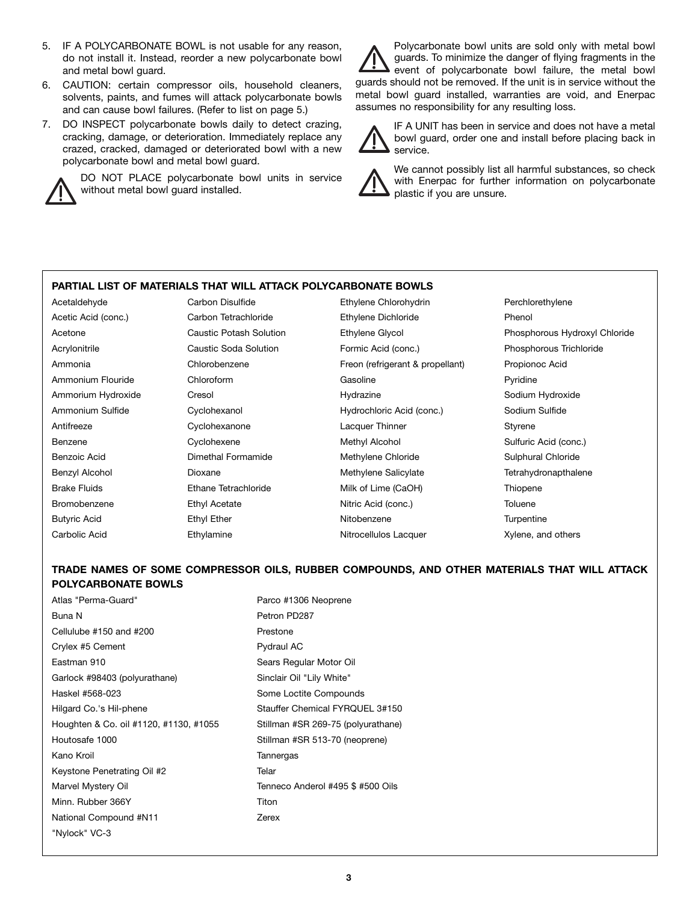5. IF A POLYCARBONATE BOWL is not usable for any reason, do not install it. Instead, reorder a new polycarbonate bowl and metal bowl guard.
6. CAUTION: certain compressor oils, household cleaners, solvents, paints, and fumes will attack polycarbonate bowls and can cause bowl failures. (Refer to list on page 5.)
7. DO INSPECT polycarbonate bowls daily to detect crazing, cracking, damage, or deterioration. Immediately replace any crazed, cracked, damaged or deteriorated bowl with a new polycarbonate bowl and metal bowl guard.

⚠ DO NOT PLACE polycarbonate bowl units in service without metal bowl guard installed.

⚠ Polycarbonate bowl units are sold only with metal bowl guards. To minimize the danger of flying fragments in the event of polycarbonate bowl failure, the metal bowl guards should not be removed. If the unit is in service without the metal bowl guard installed, warranties are void, and Enerpac assumes no responsibility for any resulting loss.

⚠ IF A UNIT has been in service and does not have a metal bowl guard, order one and install before placing back in service.

⚠ We cannot possibly list all harmful substances, so check with Enerpac for further information on polycarbonate plastic if you are unsure.

**PARTIAL LIST OF MATERIALS THAT WILL ATTACK POLYCARBONATE BOWLS**

| | | | |
|---|---|---|---|
| Acetaldehyde | Carbon Disulfide | Ethylene Chlorohydrin | Perchlorethylene |
| Acetic Acid (conc.) | Carbon Tetrachloride | Ethylene Dichloride | Phenol |
| Acetone | Caustic Potash Solution | Ethylene Glycol | Phosphorous Hydroxyl Chloride |
| Acrylonitrile | Caustic Soda Solution | Formic Acid (conc.) | Phosphorous Trichloride |
| Ammonia | Chlorobenzene | Freon (refrigerant & propellant) | Propionoc Acid |
| Ammonium Flouride | Chloroform | Gasoline | Pyridine |
| Ammorium Hydroxide | Cresol | Hydrazine | Sodium Hydroxide |
| Ammonium Sulfide | Cyclohexanol | Hydrochloric Acid (conc.) | Sodium Sulfide |
| Antifreeze | Cyclohexanone | Lacquer Thinner | Styrene |
| Benzene | Cyclohexene | Methyl Alcohol | Sulfuric Acid (conc.) |
| Benzoic Acid | Dimethal Formamide | Methylene Chloride | Sulphural Chloride |
| Benzyl Alcohol | Dioxane | Methylene Salicylate | Tetrahydronapthalene |
| Brake Fluids | Ethane Tetrachloride | Milk of Lime (CaOH) | Thiopene |
| Bromobenzene | Ethyl Acetate | Nitric Acid (conc.) | Toluene |
| Butyric Acid | Ethyl Ether | Nitobenzene | Turpentine |
| Carbolic Acid | Ethylamine | Nitrocellulos Lacquer | Xylene, and others |

**TRADE NAMES OF SOME COMPRESSOR OILS, RUBBER COMPOUNDS, AND OTHER MATERIALS THAT WILL ATTACK POLYCARBONATE BOWLS**

| | |
|---|---|
| Atlas "Perma-Guard" | Parco #1306 Neoprene |
| Buna N | Petron PD287 |
| Cellulube #150 and #200 | Prestone |
| Crylex #5 Cement | Pydraul AC |
| Eastman 910 | Sears Regular Motor Oil |
| Garlock #98403 (polyurathane) | Sinclair Oil "Lily White" |
| Haskel #568-023 | Some Loctite Compounds |
| Hilgard Co.'s Hil-phene | Stauffer Chemical FYRQUEL 3#150 |
| Houghten & Co. oil #1120, #1130, #1055 | Stillman #SR 269-75 (polyurathane) |
| Houtosafe 1000 | Stillman #SR 513-70 (neoprene) |
| Kano Kroil | Tannergas |
| Keystone Penetrating Oil #2 | Telar |
| Marvel Mystery Oil | Tenneco Anderol #495 $ #500 Oils |
| Minn. Rubber 366Y | Titon |
| National Compound #N11 | Zerex |
| "Nylock" VC-3 | |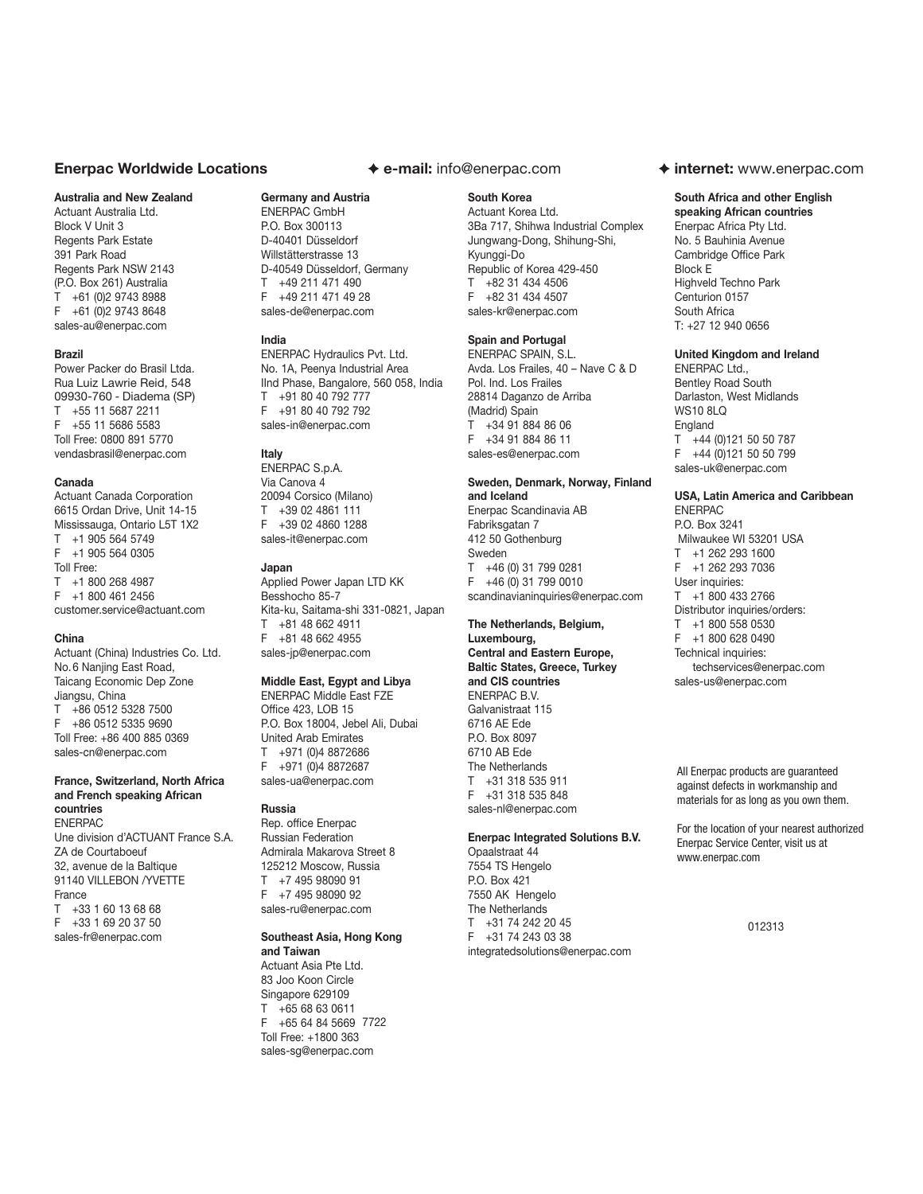## Enerpac Worldwide Locations

✦ **e-mail:** info@enerpac.com

✦ **internet:** www.enerpac.com

**Australia and New Zealand**
Actuant Australia Ltd.
Block V Unit 3
Regents Park Estate
391 Park Road
Regents Park NSW 2143
(P.O. Box 261) Australia
T +61 (0)2 9743 8988
F +61 (0)2 9743 8648
sales-au@enerpac.com

**Brazil**
Power Packer do Brasil Ltda.
Rua Luiz Lawrie Reid, 548
09930-760 - Diadema (SP)
T +55 11 5687 2211
F +55 11 5686 5583
Toll Free: 0800 891 5770
vendasbrasil@enerpac.com

**Canada**
Actuant Canada Corporation
6615 Ordan Drive, Unit 14-15
Mississauga, Ontario L5T 1X2
T +1 905 564 5749
F +1 905 564 0305
Toll Free:
T +1 800 268 4987
F +1 800 461 2456
customer.service@actuant.com

**China**
Actuant (China) Industries Co. Ltd.
No. 6 Nanjing East Road,
Taicang Economic Dep Zone
Jiangsu, China
T +86 0512 5328 7500
F +86 0512 5335 9690
Toll Free: +86 400 885 0369
sales-cn@enerpac.com

**France, Switzerland, North Africa and French speaking African countries**
ENERPAC
Une division d'ACTUANT France S.A.
ZA de Courtaboeuf
32, avenue de la Baltique
91140 VILLEBON /YVETTE
France
T +33 1 60 13 68 68
F +33 1 69 20 37 50
sales-fr@enerpac.com

**Germany and Austria**
ENERPAC GmbH
P.O. Box 300113
D-40401 Düsseldorf
Willstätterstrasse 13
D-40549 Düsseldorf, Germany
T +49 211 471 490
F +49 211 471 49 28
sales-de@enerpac.com

**India**
ENERPAC Hydraulics Pvt. Ltd.
No. 1A, Peenya Industrial Area
IInd Phase, Bangalore, 560 058, India
T +91 80 40 792 777
F +91 80 40 792 792
sales-in@enerpac.com

**Italy**
ENERPAC S.p.A.
Via Canova 4
20094 Corsico (Milano)
T +39 02 4861 111
F +39 02 4860 1288
sales-it@enerpac.com

**Japan**
Applied Power Japan LTD KK
Besshocho 85-7
Kita-ku, Saitama-shi 331-0821, Japan
T +81 48 662 4911
F +81 48 662 4955
sales-jp@enerpac.com

**Middle East, Egypt and Libya**
ENERPAC Middle East FZE
Office 423, LOB 15
P.O. Box 18004, Jebel Ali, Dubai
United Arab Emirates
T +971 (0)4 8872686
F +971 (0)4 8872687
sales-ua@enerpac.com

**Russia**
Rep. office Enerpac
Russian Federation
Admirala Makarova Street 8
125212 Moscow, Russia
T +7 495 98090 91
F +7 495 98090 92
sales-ru@enerpac.com

**Southeast Asia, Hong Kong and Taiwan**
Actuant Asia Pte Ltd.
83 Joo Koon Circle
Singapore 629109
T +65 68 63 0611
F +65 64 84 5669 7722
Toll Free: +1800 363
sales-sg@enerpac.com

**South Korea**
Actuant Korea Ltd.
3Ba 717, Shihwa Industrial Complex
Jungwang-Dong, Shihung-Shi,
Kyunggi-Do
Republic of Korea 429-450
T +82 31 434 4506
F +82 31 434 4507
sales-kr@enerpac.com

**Spain and Portugal**
ENERPAC SPAIN, S.L.
Avda. Los Frailes, 40 – Nave C & D
Pol. Ind. Los Frailes
28814 Daganzo de Arriba
(Madrid) Spain
T +34 91 884 86 06
F +34 91 884 86 11
sales-es@enerpac.com

**Sweden, Denmark, Norway, Finland and Iceland**
Enerpac Scandinavia AB
Fabriksgatan 7
412 50 Gothenburg
Sweden
T +46 (0) 31 799 0281
F +46 (0) 31 799 0010
scandinavianinquiries@enerpac.com

**The Netherlands, Belgium, Luxembourg, Central and Eastern Europe, Baltic States, Greece, Turkey and CIS countries**
ENERPAC B.V.
Galvanistraat 115
6716 AE Ede
P.O. Box 8097
6710 AB Ede
The Netherlands
T +31 318 535 911
F +31 318 535 848
sales-nl@enerpac.com

**Enerpac Integrated Solutions B.V.**
Opaalstraat 44
7554 TS Hengelo
P.O. Box 421
7550 AK Hengelo
The Netherlands
T +31 74 242 20 45
F +31 74 243 03 38
integratedsolutions@enerpac.com

**South Africa and other English speaking African countries**
Enerpac Africa Pty Ltd.
No. 5 Bauhinia Avenue
Cambridge Office Park
Block E
Highveld Techno Park
Centurion 0157
South Africa
T: +27 12 940 0656

**United Kingdom and Ireland**
ENERPAC Ltd.,
Bentley Road South
Darlaston, West Midlands
WS10 8LQ
England
T +44 (0)121 50 50 787
F +44 (0)121 50 50 799
sales-uk@enerpac.com

**USA, Latin America and Caribbean**
ENERPAC
P.O. Box 3241
Milwaukee WI 53201 USA
T +1 262 293 1600
F +1 262 293 7036
User inquiries:
T +1 800 433 2766
Distributor inquiries/orders:
T +1 800 558 0530
F +1 800 628 0490
Technical inquiries:
techservices@enerpac.com
sales-us@enerpac.com

All Enerpac products are guaranteed against defects in workmanship and materials for as long as you own them.

For the location of your nearest authorized Enerpac Service Center, visit us at www.enerpac.com

012313